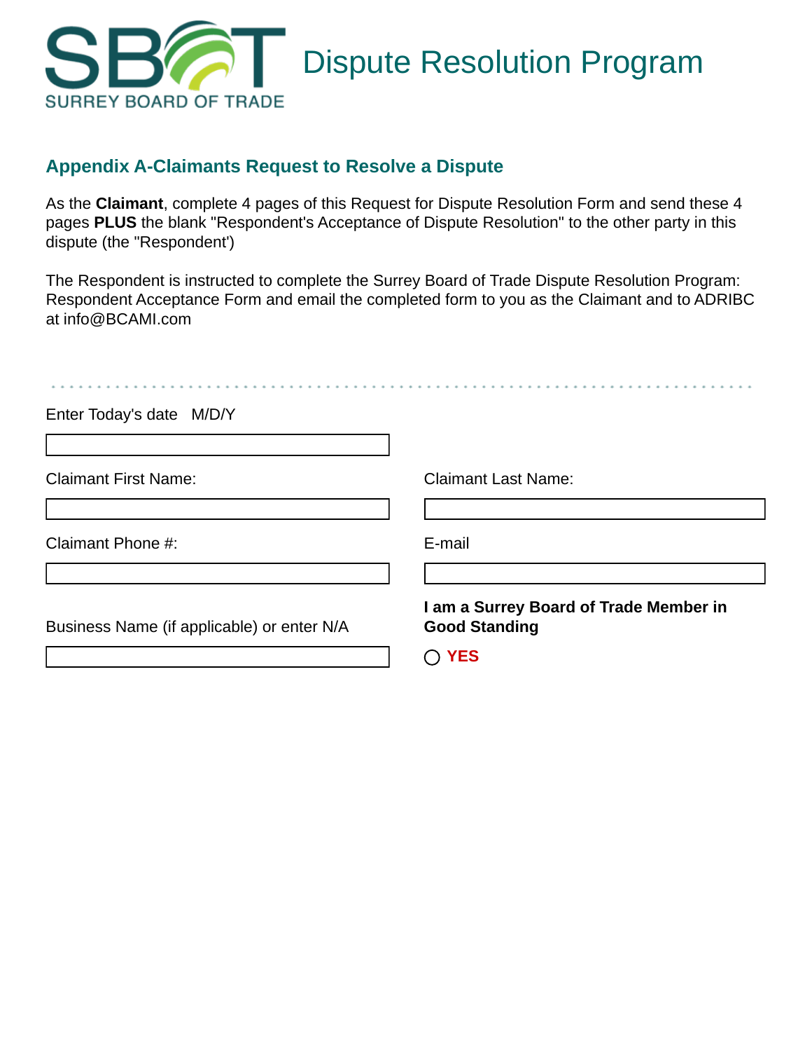SURREY BOARD OF TRADE

# Dispute Resolution Program

## Appendix A-Claimants Request to Resolve a Dispute

As the **Claimant**, complete 4 pages of this Request for Dispute Resolution Form and send these 4 pages **PLUS** the blank "Respondent's Acceptance of Dispute Resolution" to the other party in this dispute (the "Respondent')

The Respondent is instructed to complete the Surrey Board of Trade Dispute Resolution Program: Respondent Acceptance Form and email the completed form to you as the Claimant and to ADRIBC at info@BCAMI.com

Enter Today's date M/D/Y

Claimant First Name:

Claimant Last Name:

Claimant Phone #:

E-mail

Business Name (if applicable) or enter N/A

**I am a Surrey Board of Trade Member in Good Standing**

○ **YES**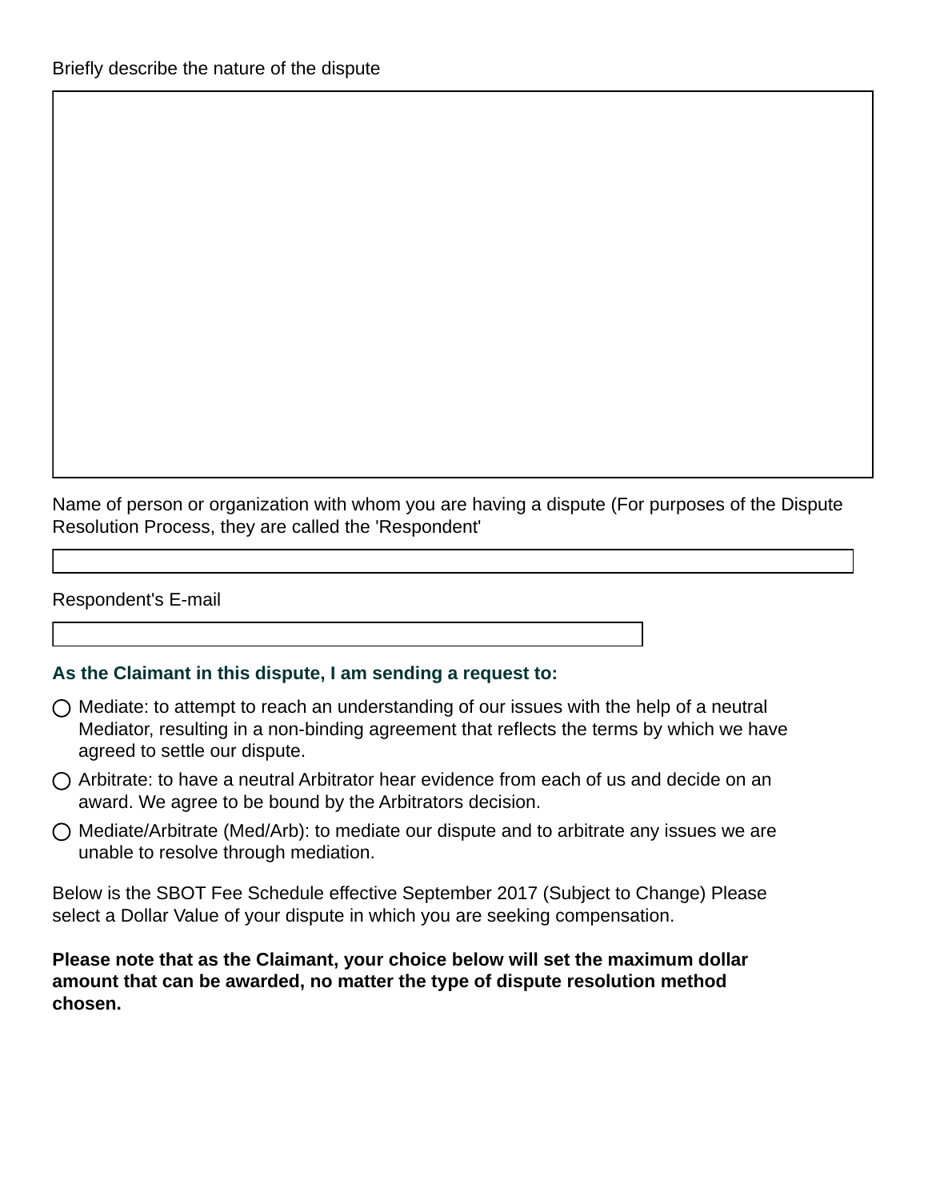Briefly describe the nature of the dispute

Name of person or organization with whom you are having a dispute (For purposes of the Dispute Resolution Process, they are called the 'Respondent'

Respondent's E-mail

### As the Claimant in this dispute, I am sending a request to:

- ○ Mediate: to attempt to reach an understanding of our issues with the help of a neutral Mediator, resulting in a non-binding agreement that reflects the terms by which we have agreed to settle our dispute.
- ○ Arbitrate: to have a neutral Arbitrator hear evidence from each of us and decide on an award. We agree to be bound by the Arbitrators decision.
- ○ Mediate/Arbitrate (Med/Arb): to mediate our dispute and to arbitrate any issues we are unable to resolve through mediation.

Below is the SBOT Fee Schedule effective September 2017 (Subject to Change) Please select a Dollar Value of your dispute in which you are seeking compensation.

**Please note that as the Claimant, your choice below will set the maximum dollar amount that can be awarded, no matter the type of dispute resolution method chosen.**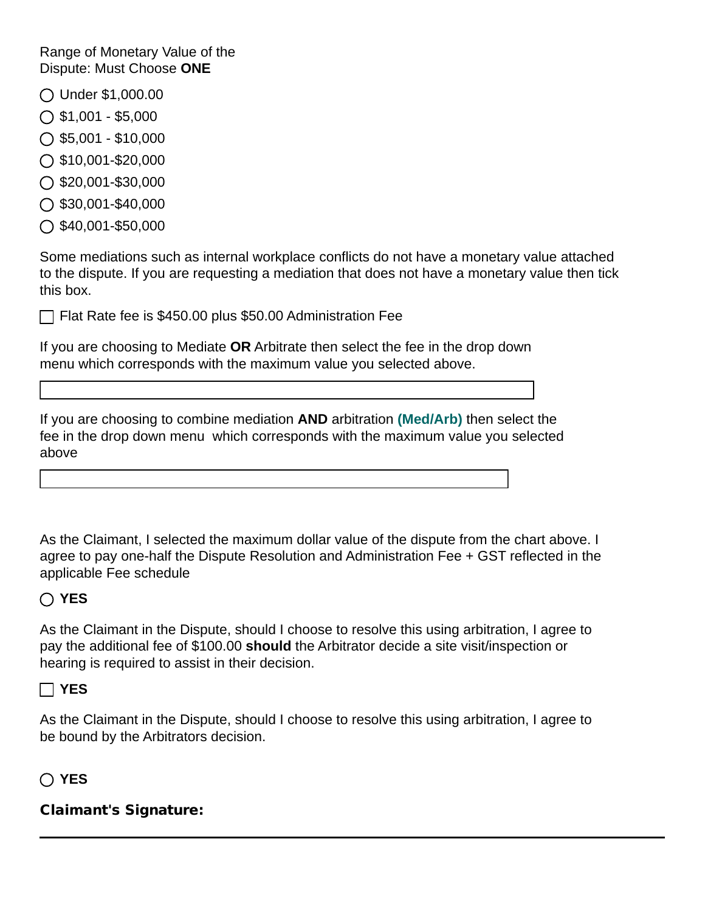Range of Monetary Value of the Dispute: Must Choose **ONE**

- ◯ Under $1,000.00
- ◯ $1,001 - $5,000
- ◯ $5,001 - $10,000
- ◯ $10,001-$20,000
- ◯ $20,001-$30,000
- ◯ $30,001-$40,000
- ◯ $40,001-$50,000

Some mediations such as internal workplace conflicts do not have a monetary value attached to the dispute. If you are requesting a mediation that does not have a monetary value then tick this box.

☐ Flat Rate fee is $450.00 plus $50.00 Administration Fee

If you are choosing to Mediate **OR** Arbitrate then select the fee in the drop down menu which corresponds with the maximum value you selected above.

If you are choosing to combine mediation **AND** arbitration **(Med/Arb)** then select the fee in the drop down menu which corresponds with the maximum value you selected above

As the Claimant, I selected the maximum dollar value of the dispute from the chart above. I agree to pay one-half the Dispute Resolution and Administration Fee + GST reflected in the applicable Fee schedule

◯ **YES**

As the Claimant in the Dispute, should I choose to resolve this using arbitration, I agree to pay the additional fee of $100.00 **should** the Arbitrator decide a site visit/inspection or hearing is required to assist in their decision.

☐ **YES**

As the Claimant in the Dispute, should I choose to resolve this using arbitration, I agree to be bound by the Arbitrators decision.

◯ **YES**

**Claimant's Signature:**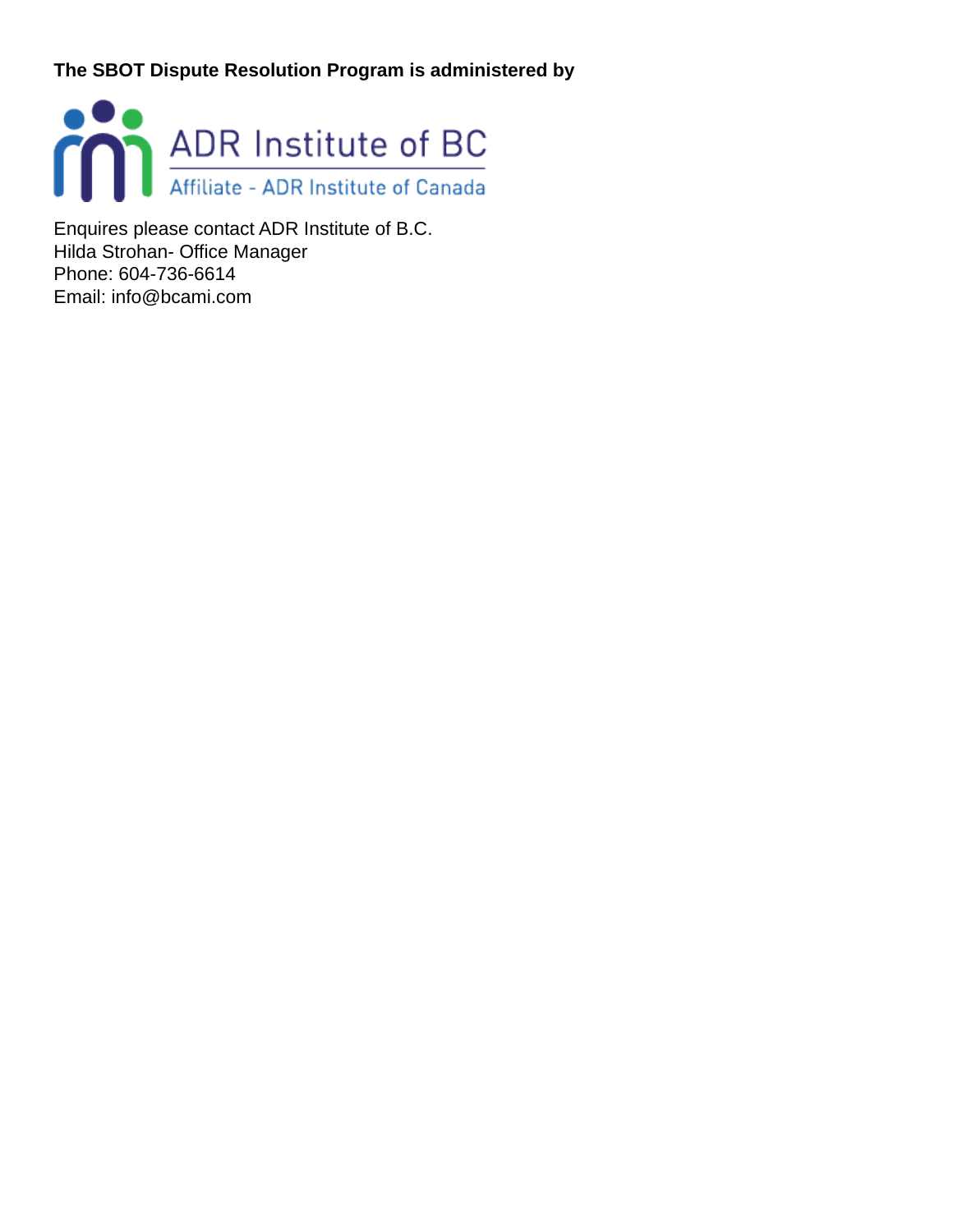**The SBOT Dispute Resolution Program is administered by**

ADR Institute of BC

Affiliate - ADR Institute of Canada

Enquires please contact ADR Institute of B.C.
Hilda Strohan- Office Manager
Phone: 604-736-6614
Email: info@bcami.com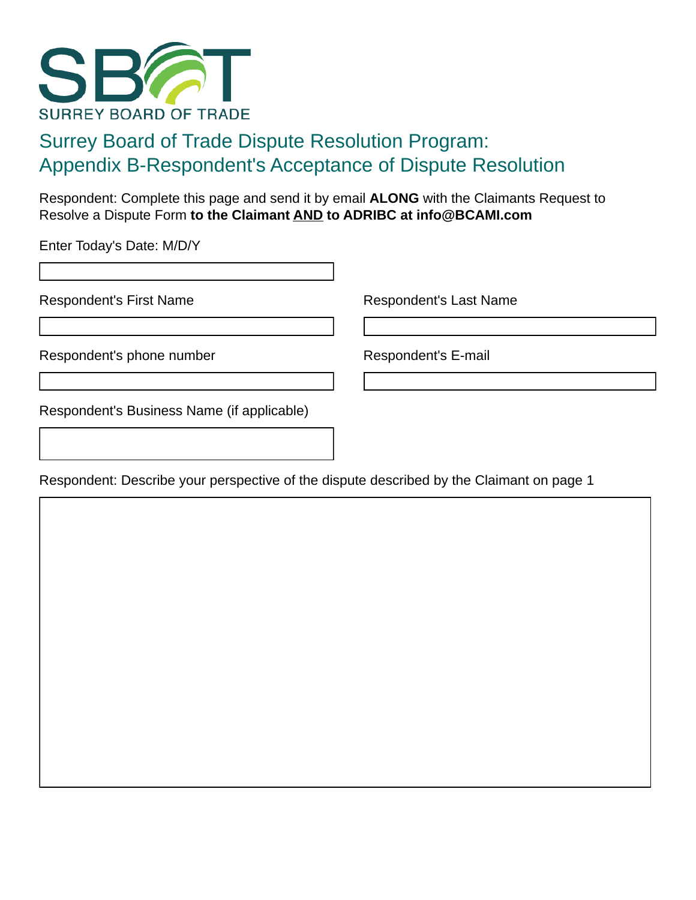SURREY BOARD OF TRADE

# Surrey Board of Trade Dispute Resolution Program: Appendix B-Respondent's Acceptance of Dispute Resolution

Respondent: Complete this page and send it by email **ALONG** with the Claimants Request to Resolve a Dispute Form **to the Claimant AND to ADRIBC at info@BCAMI.com**

Enter Today's Date: M/D/Y

Respondent's First Name

Respondent's Last Name

Respondent's phone number

Respondent's E-mail

Respondent's Business Name (if applicable)

Respondent: Describe your perspective of the dispute described by the Claimant on page 1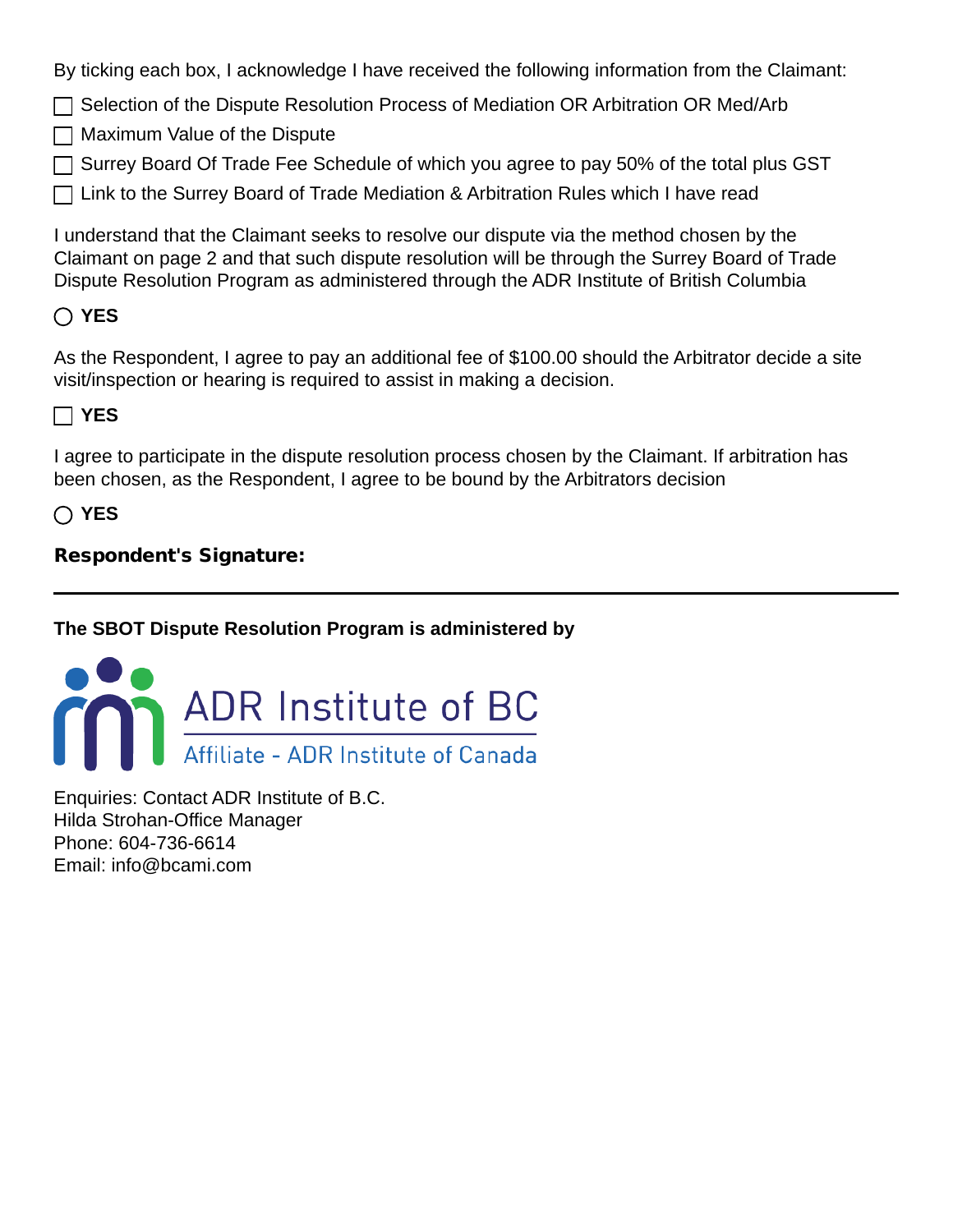By ticking each box, I acknowledge I have received the following information from the Claimant:

- ☐ Selection of the Dispute Resolution Process of Mediation OR Arbitration OR Med/Arb
- ☐ Maximum Value of the Dispute
- ☐ Surrey Board Of Trade Fee Schedule of which you agree to pay 50% of the total plus GST
- ☐ Link to the Surrey Board of Trade Mediation & Arbitration Rules which I have read

I understand that the Claimant seeks to resolve our dispute via the method chosen by the Claimant on page 2 and that such dispute resolution will be through the Surrey Board of Trade Dispute Resolution Program as administered through the ADR Institute of British Columbia

○ **YES**

As the Respondent, I agree to pay an additional fee of $100.00 should the Arbitrator decide a site visit/inspection or hearing is required to assist in making a decision.

☐ **YES**

I agree to participate in the dispute resolution process chosen by the Claimant. If arbitration has been chosen, as the Respondent, I agree to be bound by the Arbitrators decision

○ **YES**

**Respondent's Signature:**

---

**The SBOT Dispute Resolution Program is administered by**

ADR Institute of BC

Affiliate - ADR Institute of Canada

Enquiries: Contact ADR Institute of B.C.
Hilda Strohan-Office Manager
Phone: 604-736-6614
Email: info@bcami.com